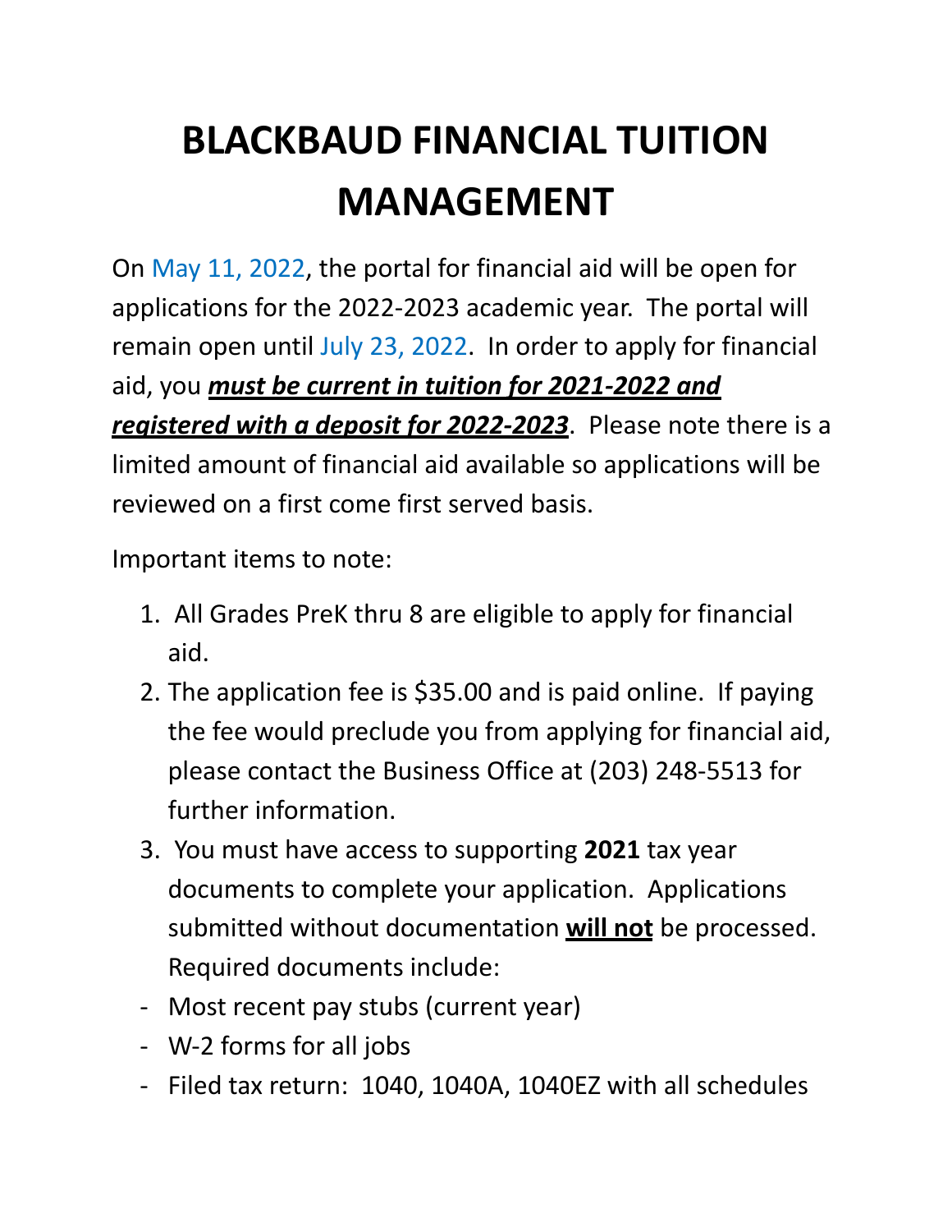# BLACKBAUD FINANCIAL TUITION MANAGEMENT

On May 11, 2022, the portal for financial aid will be open for applications for the 2022-2023 academic year. The portal will remain open until July 23, 2022. In order to apply for financial aid, you ***must be current in tuition for 2021-2022 and registered with a deposit for 2022-2023***. Please note there is a limited amount of financial aid available so applications will be reviewed on a first come first served basis.

Important items to note:

1. All Grades PreK thru 8 are eligible to apply for financial aid.
2. The application fee is $35.00 and is paid online. If paying the fee would preclude you from applying for financial aid, please contact the Business Office at (203) 248-5513 for further information.
3. You must have access to supporting **2021** tax year documents to complete your application. Applications submitted without documentation **will not** be processed. Required documents include:

- Most recent pay stubs (current year)
- W-2 forms for all jobs
- Filed tax return: 1040, 1040A, 1040EZ with all schedules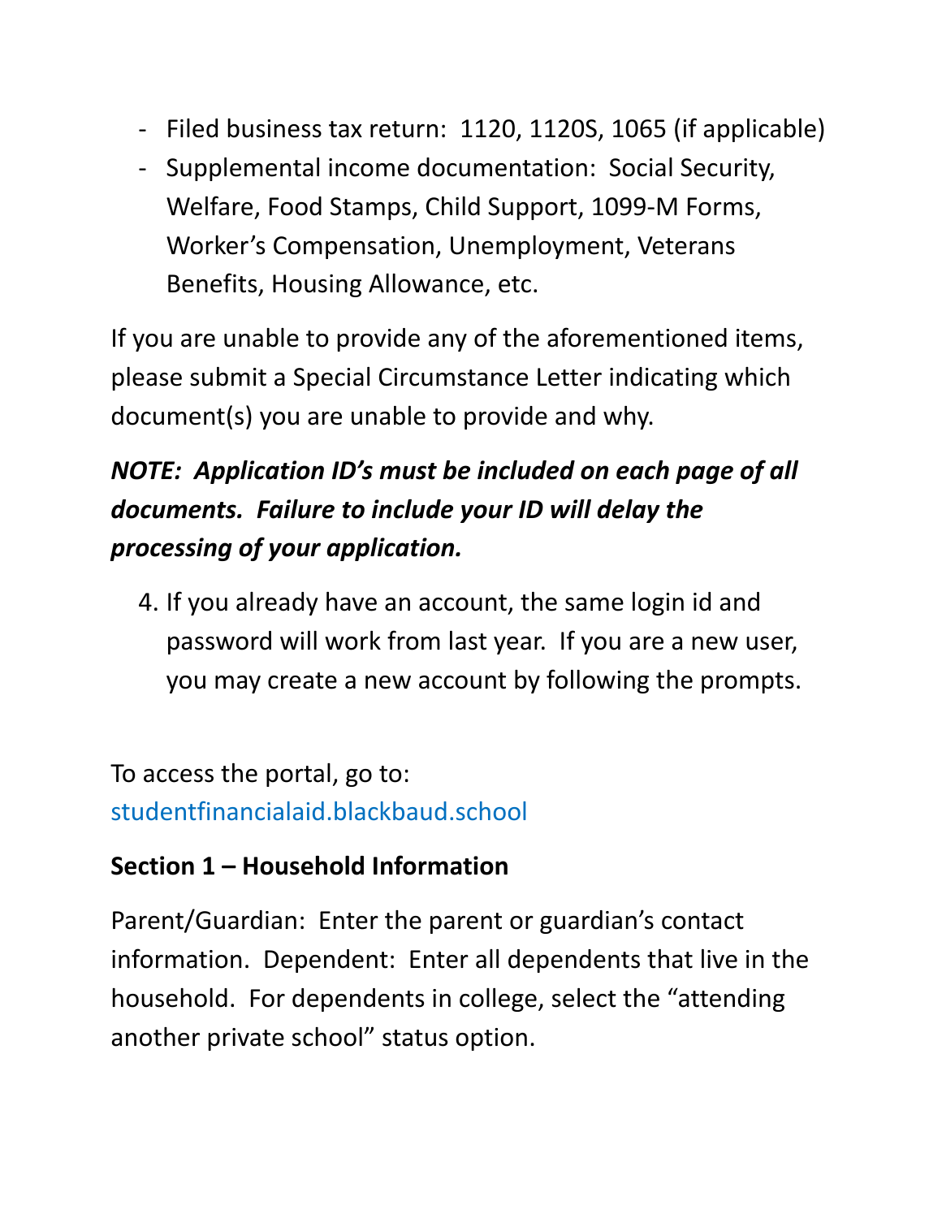- Filed business tax return: 1120, 1120S, 1065 (if applicable)
- Supplemental income documentation: Social Security, Welfare, Food Stamps, Child Support, 1099-M Forms, Worker's Compensation, Unemployment, Veterans Benefits, Housing Allowance, etc.

If you are unable to provide any of the aforementioned items, please submit a Special Circumstance Letter indicating which document(s) you are unable to provide and why.

***NOTE: Application ID's must be included on each page of all documents. Failure to include your ID will delay the processing of your application.***

4. If you already have an account, the same login id and password will work from last year. If you are a new user, you may create a new account by following the prompts.

To access the portal, go to:
studentfinancialaid.blackbaud.school

**Section 1 – Household Information**

Parent/Guardian: Enter the parent or guardian's contact information. Dependent: Enter all dependents that live in the household. For dependents in college, select the "attending another private school" status option.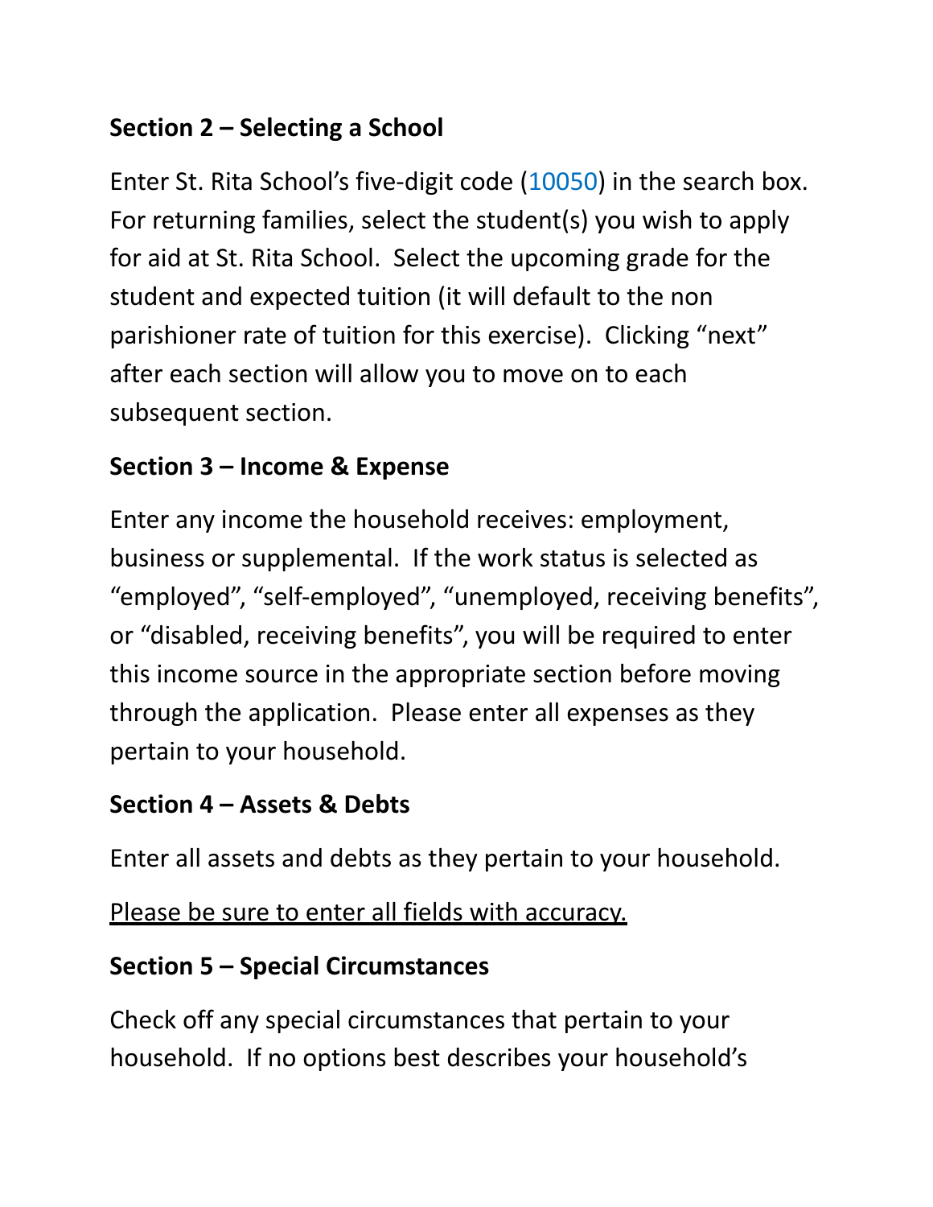**Section 2 – Selecting a School**

Enter St. Rita School's five-digit code (10050) in the search box. For returning families, select the student(s) you wish to apply for aid at St. Rita School. Select the upcoming grade for the student and expected tuition (it will default to the non parishioner rate of tuition for this exercise). Clicking "next" after each section will allow you to move on to each subsequent section.

**Section 3 – Income & Expense**

Enter any income the household receives: employment, business or supplemental. If the work status is selected as "employed", "self-employed", "unemployed, receiving benefits", or "disabled, receiving benefits", you will be required to enter this income source in the appropriate section before moving through the application. Please enter all expenses as they pertain to your household.

**Section 4 – Assets & Debts**

Enter all assets and debts as they pertain to your household.

<u>Please be sure to enter all fields with accuracy.</u>

**Section 5 – Special Circumstances**

Check off any special circumstances that pertain to your household. If no options best describes your household's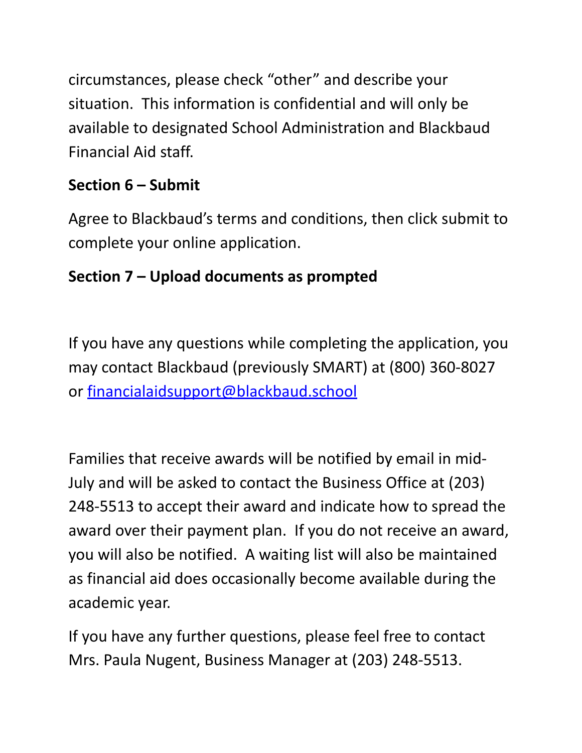circumstances, please check "other" and describe your situation. This information is confidential and will only be available to designated School Administration and Blackbaud Financial Aid staff.

**Section 6 – Submit**

Agree to Blackbaud's terms and conditions, then click submit to complete your online application.

**Section 7 – Upload documents as prompted**

If you have any questions while completing the application, you may contact Blackbaud (previously SMART) at (800) 360-8027 or [financialaidsupport@blackbaud.school](mailto:financialaidsupport@blackbaud.school)

Families that receive awards will be notified by email in mid-July and will be asked to contact the Business Office at (203) 248-5513 to accept their award and indicate how to spread the award over their payment plan. If you do not receive an award, you will also be notified. A waiting list will also be maintained as financial aid does occasionally become available during the academic year.

If you have any further questions, please feel free to contact Mrs. Paula Nugent, Business Manager at (203) 248-5513.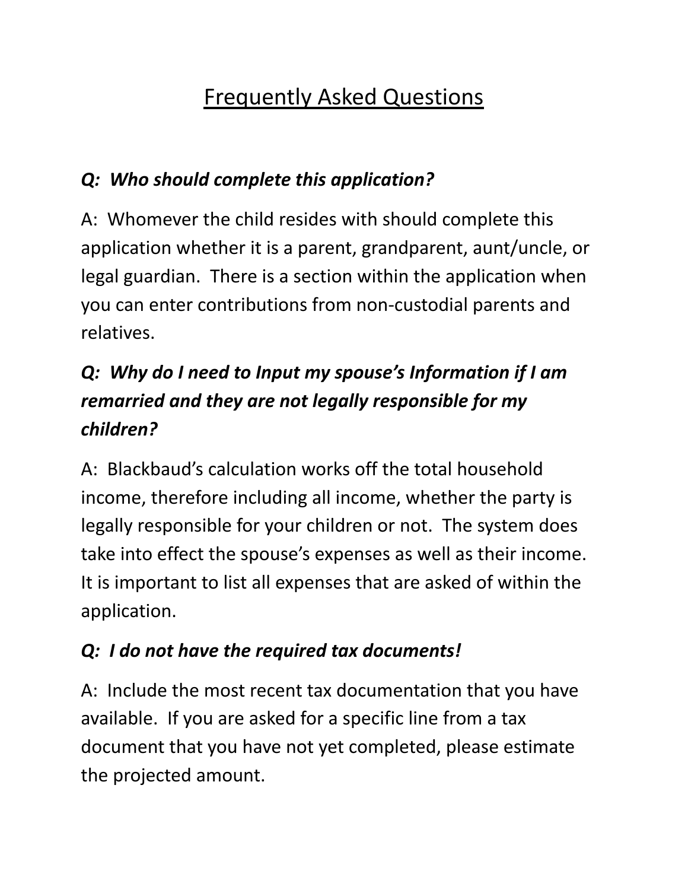# Frequently Asked Questions

***Q: Who should complete this application?***

A: Whomever the child resides with should complete this application whether it is a parent, grandparent, aunt/uncle, or legal guardian. There is a section within the application when you can enter contributions from non-custodial parents and relatives.

***Q: Why do I need to Input my spouse's Information if I am remarried and they are not legally responsible for my children?***

A: Blackbaud's calculation works off the total household income, therefore including all income, whether the party is legally responsible for your children or not. The system does take into effect the spouse's expenses as well as their income. It is important to list all expenses that are asked of within the application.

***Q: I do not have the required tax documents!***

A: Include the most recent tax documentation that you have available. If you are asked for a specific line from a tax document that you have not yet completed, please estimate the projected amount.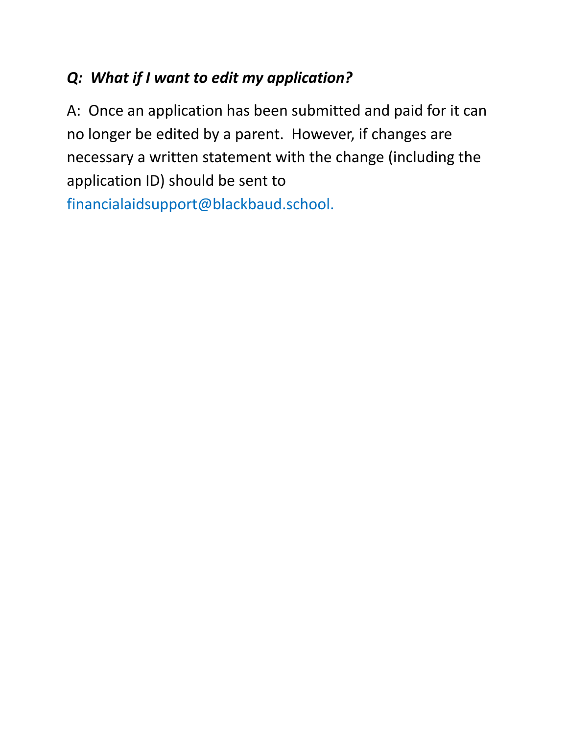***Q: What if I want to edit my application?***

A: Once an application has been submitted and paid for it can no longer be edited by a parent. However, if changes are necessary a written statement with the change (including the application ID) should be sent to financialaidsupport@blackbaud.school.